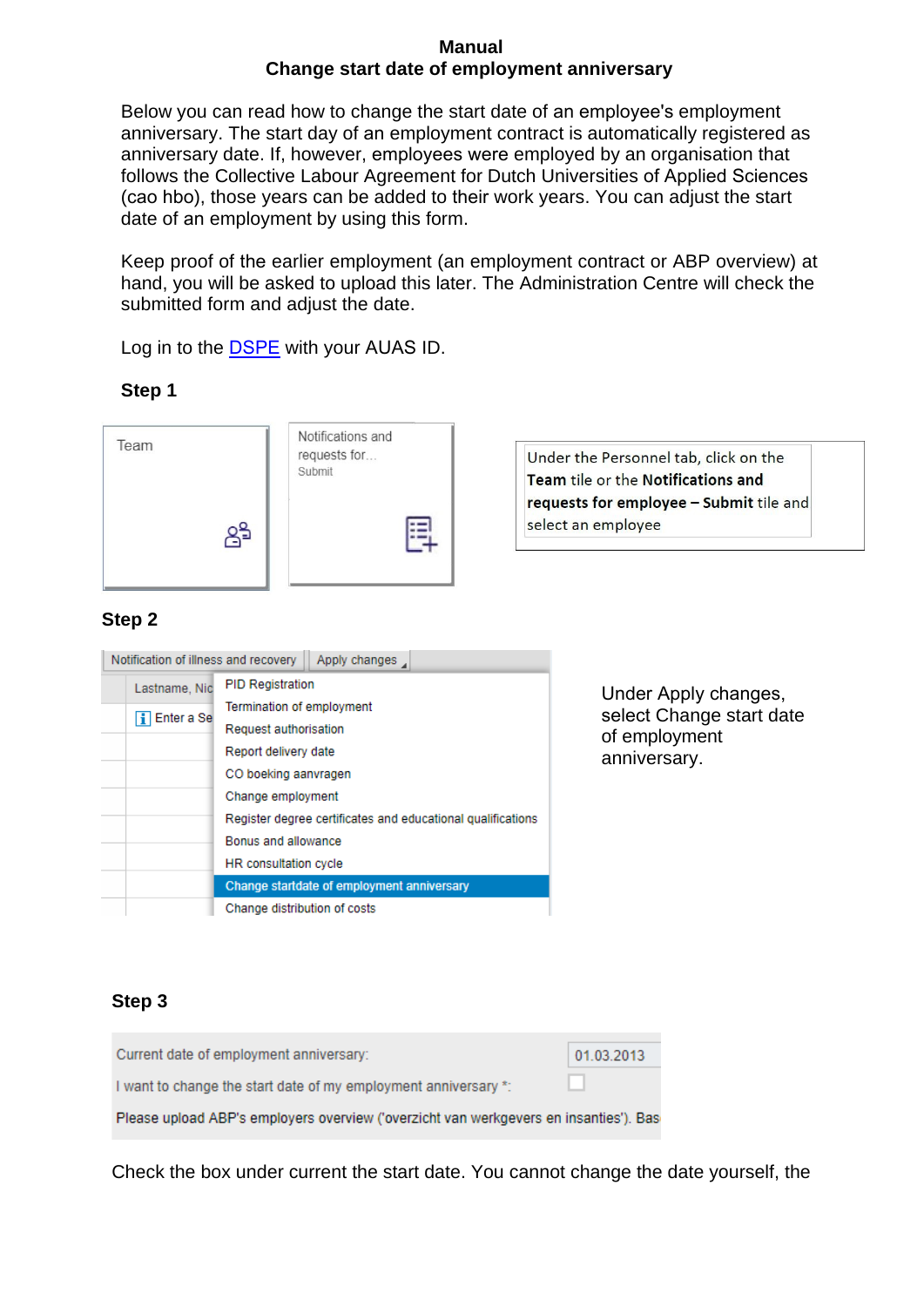# Manual
## Change start date of employment anniversary

Below you can read how to change the start date of an employee's employment anniversary. The start day of an employment contract is automatically registered as anniversary date. If, however, employees were employed by an organisation that follows the Collective Labour Agreement for Dutch Universities of Applied Sciences (cao hbo), those years can be added to their work years. You can adjust the start date of an employment by using this form.

Keep proof of the earlier employment (an employment contract or ABP overview) at hand, you will be asked to upload this later. The Administration Centre will check the submitted form and adjust the date.

Log in to the [DSPE]() with your AUAS ID.

### Step 1

Team

Notifications and requests for...
Submit

Under the Personnel tab, click on the **Team** tile or the **Notifications and requests for employee – Submit** tile and select an employee

### Step 2

Notification of illness and recovery | Apply changes

Lastname, Nic
Enter a Se

- PID Registration
- Termination of employment
- Request authorisation
- Report delivery date
- CO boeking aanvragen
- Change employment
- Register degree certificates and educational qualifications
- Bonus and allowance
- HR consultation cycle
- Change startdate of employment anniversary
- Change distribution of costs

Under Apply changes, select Change start date of employment anniversary.

### Step 3

Current date of employment anniversary: 01.03.2013

I want to change the start date of my employment anniversary *:

Please upload ABP's employers overview ('overzicht van werkgevers en insanties'). Bas

Check the box under current the start date. You cannot change the date yourself, the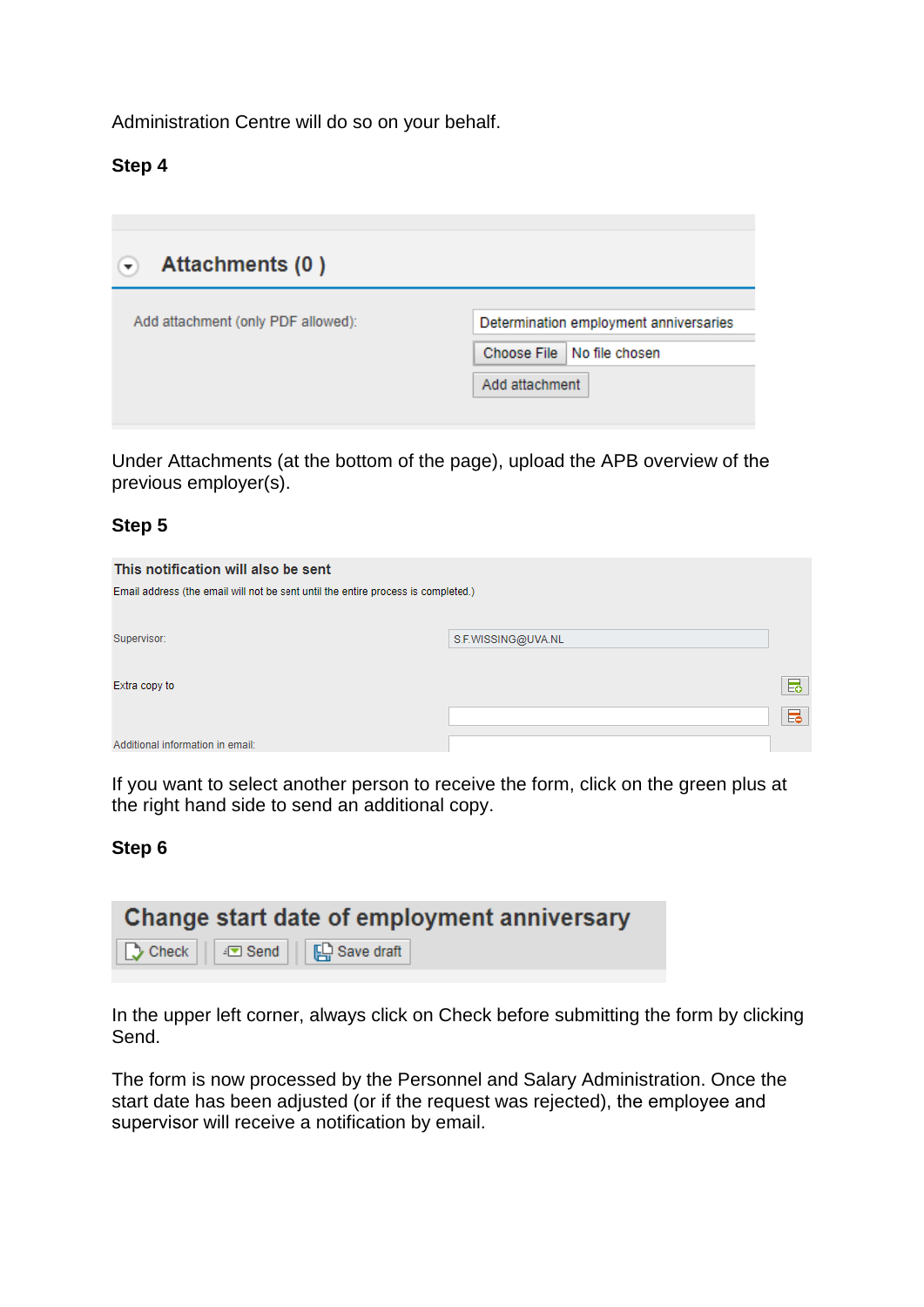Administration Centre will do so on your behalf.

**Step 4**

Attachments (0 )

Add attachment (only PDF allowed):

Determination employment anniversaries

Choose File No file chosen

Add attachment

Under Attachments (at the bottom of the page), upload the APB overview of the previous employer(s).

**Step 5**

This notification will also be sent

Email address (the email will not be sent until the entire process is completed.)

Supervisor: S.F.WISSING@UVA.NL

Extra copy to

Additional information in email:

If you want to select another person to receive the form, click on the green plus at the right hand side to send an additional copy.

**Step 6**

Change start date of employment anniversary

Check | Send | Save draft

In the upper left corner, always click on Check before submitting the form by clicking Send.

The form is now processed by the Personnel and Salary Administration. Once the start date has been adjusted (or if the request was rejected), the employee and supervisor will receive a notification by email.